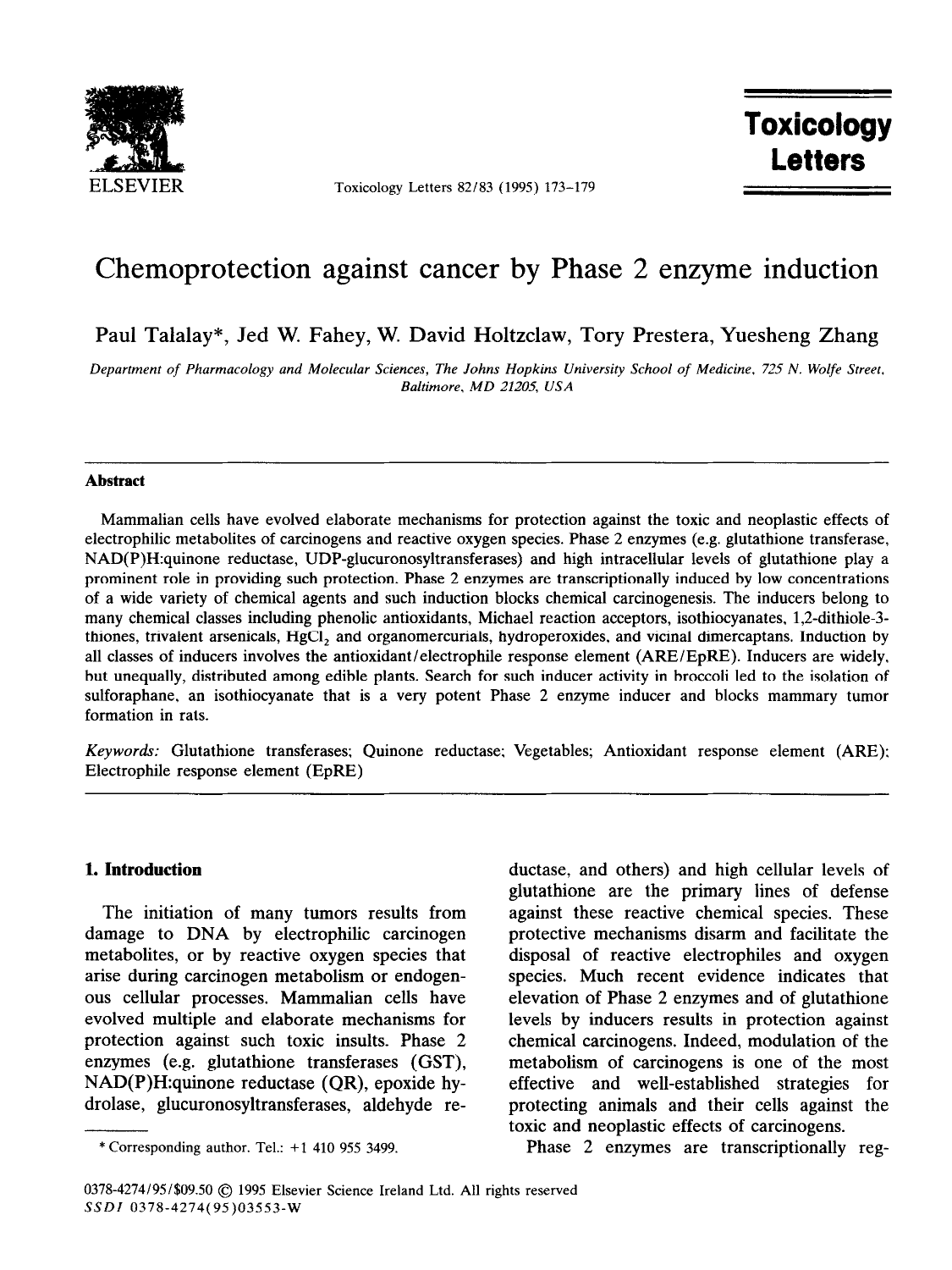# Chemoprotection against cancer by Phase 2 enzyme induction

Paul Talalay*, Jed W. Fahey, W. David Holtzclaw, Tory Prestera, Yuesheng Zhang

*Department of Pharmacology and Molecular Sciences, The Johns Hopkins University School of Medicine, 725 N. Wolfe Street, Baltimore, MD 21205, USA*

---

**Abstract**

Mammalian cells have evolved elaborate mechanisms for protection against the toxic and neoplastic effects of electrophilic metabolites of carcinogens and reactive oxygen species. Phase 2 enzymes (e.g. glutathione transferase, NAD(P)H:quinone reductase, UDP-glucuronosyltransferases) and high intracellular levels of glutathione play a prominent role in providing such protection. Phase 2 enzymes are transcriptionally induced by low concentrations of a wide variety of chemical agents and such induction blocks chemical carcinogenesis. The inducers belong to many chemical classes including phenolic antioxidants, Michael reaction acceptors, isothiocyanates, 1,2-dithiole-3-thiones, trivalent arsenicals, $HgCl_2$ and organomercurials, hydroperoxides, and vicinal dimercaptans. Induction by all classes of inducers involves the antioxidant/electrophile response element (ARE/EpRE). Inducers are widely, but unequally, distributed among edible plants. Search for such inducer activity in broccoli led to the isolation of sulforaphane, an isothiocyanate that is a very potent Phase 2 enzyme inducer and blocks mammary tumor formation in rats.

*Keywords:* Glutathione transferases; Quinone reductase; Vegetables; Antioxidant response element (ARE); Electrophile response element (EpRE)

---

## 1. Introduction

The initiation of many tumors results from damage to DNA by electrophilic carcinogen metabolites, or by reactive oxygen species that arise during carcinogen metabolism or endogenous cellular processes. Mammalian cells have evolved multiple and elaborate mechanisms for protection against such toxic insults. Phase 2 enzymes (e.g. glutathione transferases (GST), NAD(P)H:quinone reductase (QR), epoxide hydrolase, glucuronosyltransferases, aldehyde reductase, and others) and high cellular levels of glutathione are the primary lines of defense against these reactive chemical species. These protective mechanisms disarm and facilitate the disposal of reactive electrophiles and oxygen species. Much recent evidence indicates that elevation of Phase 2 enzymes and of glutathione levels by inducers results in protection against chemical carcinogens. Indeed, modulation of the metabolism of carcinogens is one of the most effective and well-established strategies for protecting animals and their cells against the toxic and neoplastic effects of carcinogens.

Phase 2 enzymes are transcriptionally reg-

---

\* Corresponding author. Tel.: +1 410 955 3499.

0378-4274/95/$09.50 © 1995 Elsevier Science Ireland Ltd. All rights reserved
SSDI 0378-4274(95)03553-W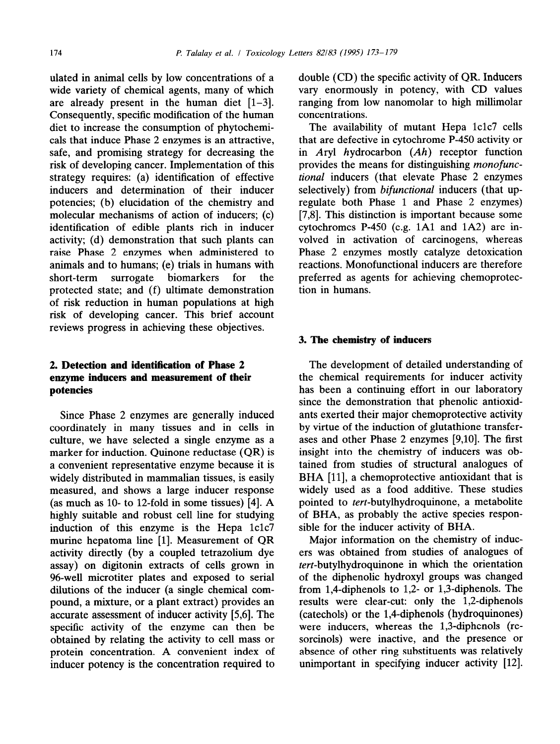ulated in animal cells by low concentrations of a wide variety of chemical agents, many of which are already present in the human diet [1–3]. Consequently, specific modification of the human diet to increase the consumption of phytochemicals that induce Phase 2 enzymes is an attractive, safe, and promising strategy for decreasing the risk of developing cancer. Implementation of this strategy requires: (a) identification of effective inducers and determination of their inducer potencies; (b) elucidation of the chemistry and molecular mechanisms of action of inducers; (c) identification of edible plants rich in inducer activity; (d) demonstration that such plants can raise Phase 2 enzymes when administered to animals and to humans; (e) trials in humans with short-term surrogate biomarkers for the protected state; and (f) ultimate demonstration of risk reduction in human populations at high risk of developing cancer. This brief account reviews progress in achieving these objectives.

## 2. Detection and identification of Phase 2 enzyme inducers and measurement of their potencies

Since Phase 2 enzymes are generally induced coordinately in many tissues and in cells in culture, we have selected a single enzyme as a marker for induction. Quinone reductase (QR) is a convenient representative enzyme because it is widely distributed in mammalian tissues, is easily measured, and shows a large inducer response (as much as 10- to 12-fold in some tissues) [4]. A highly suitable and robust cell line for studying induction of this enzyme is the Hepa 1c1c7 murine hepatoma line [1]. Measurement of QR activity directly (by a coupled tetrazolium dye assay) on digitonin extracts of cells grown in 96-well microtiter plates and exposed to serial dilutions of the inducer (a single chemical compound, a mixture, or a plant extract) provides an accurate assessment of inducer activity [5,6]. The specific activity of the enzyme can then be obtained by relating the activity to cell mass or protein concentration. A convenient index of inducer potency is the concentration required to double (CD) the specific activity of QR. Inducers vary enormously in potency, with CD values ranging from low nanomolar to high millimolar concentrations.

The availability of mutant Hepa 1c1c7 cells that are defective in cytochrome P-450 activity or in *A*ryl *h*ydrocarbon (*Ah*) receptor function provides the means for distinguishing *monofunctional* inducers (that elevate Phase 2 enzymes selectively) from *bifunctional* inducers (that upregulate both Phase 1 and Phase 2 enzymes) [7,8]. This distinction is important because some cytochromes P-450 (e.g. 1A1 and 1A2) are involved in activation of carcinogens, whereas Phase 2 enzymes mostly catalyze detoxication reactions. Monofunctional inducers are therefore preferred as agents for achieving chemoprotection in humans.

## 3. The chemistry of inducers

The development of detailed understanding of the chemical requirements for inducer activity has been a continuing effort in our laboratory since the demonstration that phenolic antioxidants exerted their major chemoprotective activity by virtue of the induction of glutathione transferases and other Phase 2 enzymes [9,10]. The first insight into the chemistry of inducers was obtained from studies of structural analogues of BHA [11], a chemoprotective antioxidant that is widely used as a food additive. These studies pointed to *tert*-butylhydroquinone, a metabolite of BHA, as probably the active species responsible for the inducer activity of BHA.

Major information on the chemistry of inducers was obtained from studies of analogues of *tert*-butylhydroquinone in which the orientation of the diphenolic hydroxyl groups was changed from 1,4-diphenols to 1,2- or 1,3-diphenols. The results were clear-cut: only the 1,2-diphenols (catechols) or the 1,4-diphenols (hydroquinones) were inducers, whereas the 1,3-diphenols (resorcinols) were inactive, and the presence or absence of other ring substituents was relatively unimportant in specifying inducer activity [12].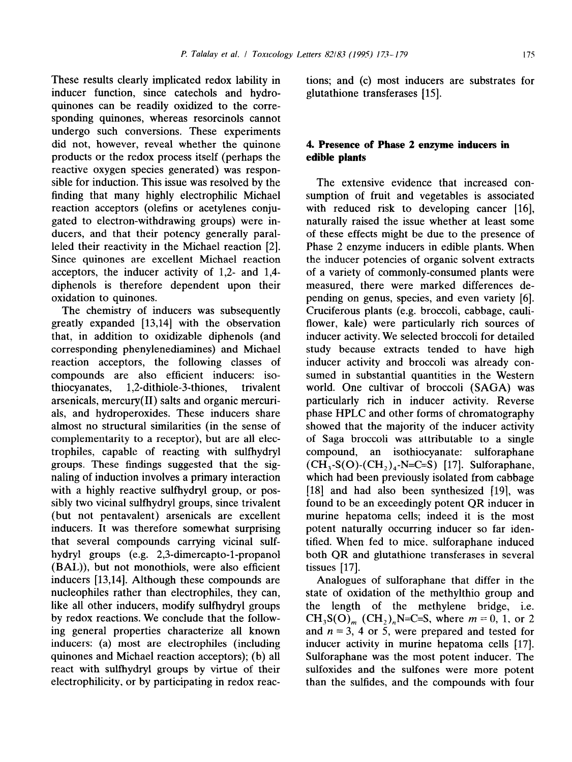These results clearly implicated redox lability in inducer function, since catechols and hydroquinones can be readily oxidized to the corresponding quinones, whereas resorcinols cannot undergo such conversions. These experiments did not, however, reveal whether the quinone products or the redox process itself (perhaps the reactive oxygen species generated) was responsible for induction. This issue was resolved by the finding that many highly electrophilic Michael reaction acceptors (olefins or acetylenes conjugated to electron-withdrawing groups) were inducers, and that their potency generally paralleled their reactivity in the Michael reaction [2]. Since quinones are excellent Michael reaction acceptors, the inducer activity of 1,2- and 1,4-diphenols is therefore dependent upon their oxidation to quinones.

The chemistry of inducers was subsequently greatly expanded [13,14] with the observation that, in addition to oxidizable diphenols (and corresponding phenylenediamines) and Michael reaction acceptors, the following classes of compounds are also efficient inducers: isothiocyanates, 1,2-dithiole-3-thiones, trivalent arsenicals, mercury(II) salts and organic mercurials, and hydroperoxides. These inducers share almost no structural similarities (in the sense of complementarity to a receptor), but are all electrophiles, capable of reacting with sulfhydryl groups. These findings suggested that the signaling of induction involves a primary interaction with a highly reactive sulfhydryl group, or possibly two vicinal sulfhydryl groups, since trivalent (but not pentavalent) arsenicals are excellent inducers. It was therefore somewhat surprising that several compounds carrying vicinal sulfhydryl groups (e.g. 2,3-dimercapto-1-propanol (BAL)), but not monothiols, were also efficient inducers [13,14]. Although these compounds are nucleophiles rather than electrophiles, they can, like all other inducers, modify sulfhydryl groups by redox reactions. We conclude that the following general properties characterize all known inducers: (a) most are electrophiles (including quinones and Michael reaction acceptors); (b) all react with sulfhydryl groups by virtue of their electrophilicity, or by participating in redox reactions; and (c) most inducers are substrates for glutathione transferases [15].

## 4. Presence of Phase 2 enzyme inducers in edible plants

The extensive evidence that increased consumption of fruit and vegetables is associated with reduced risk to developing cancer [16], naturally raised the issue whether at least some of these effects might be due to the presence of Phase 2 enzyme inducers in edible plants. When the inducer potencies of organic solvent extracts of a variety of commonly-consumed plants were measured, there were marked differences depending on genus, species, and even variety [6]. Cruciferous plants (e.g. broccoli, cabbage, cauliflower, kale) were particularly rich sources of inducer activity. We selected broccoli for detailed study because extracts tended to have high inducer activity and broccoli was already consumed in substantial quantities in the Western world. One cultivar of broccoli (SAGA) was particularly rich in inducer activity. Reverse phase HPLC and other forms of chromatography showed that the majority of the inducer activity of Saga broccoli was attributable to a single compound, an isothiocyanate: sulforaphane ($CH_3$-S(O)-$(CH_2)_4$-N=C=S) [17]. Sulforaphane, which had been previously isolated from cabbage [18] and had also been synthesized [19], was found to be an exceedingly potent QR inducer in murine hepatoma cells; indeed it is the most potent naturally occurring inducer so far identified. When fed to mice, sulforaphane induced both QR and glutathione transferases in several tissues [17].

Analogues of sulforaphane that differ in the state of oxidation of the methylthio group and the length of the methylene bridge, i.e. $CH_3S(O)_m(CH_2)_nN{=}C{=}S$, where $m = 0$, 1, or 2 and $n = 3$, 4 or 5, were prepared and tested for inducer activity in murine hepatoma cells [17]. Sulforaphane was the most potent inducer. The sulfoxides and the sulfones were more potent than the sulfides, and the compounds with four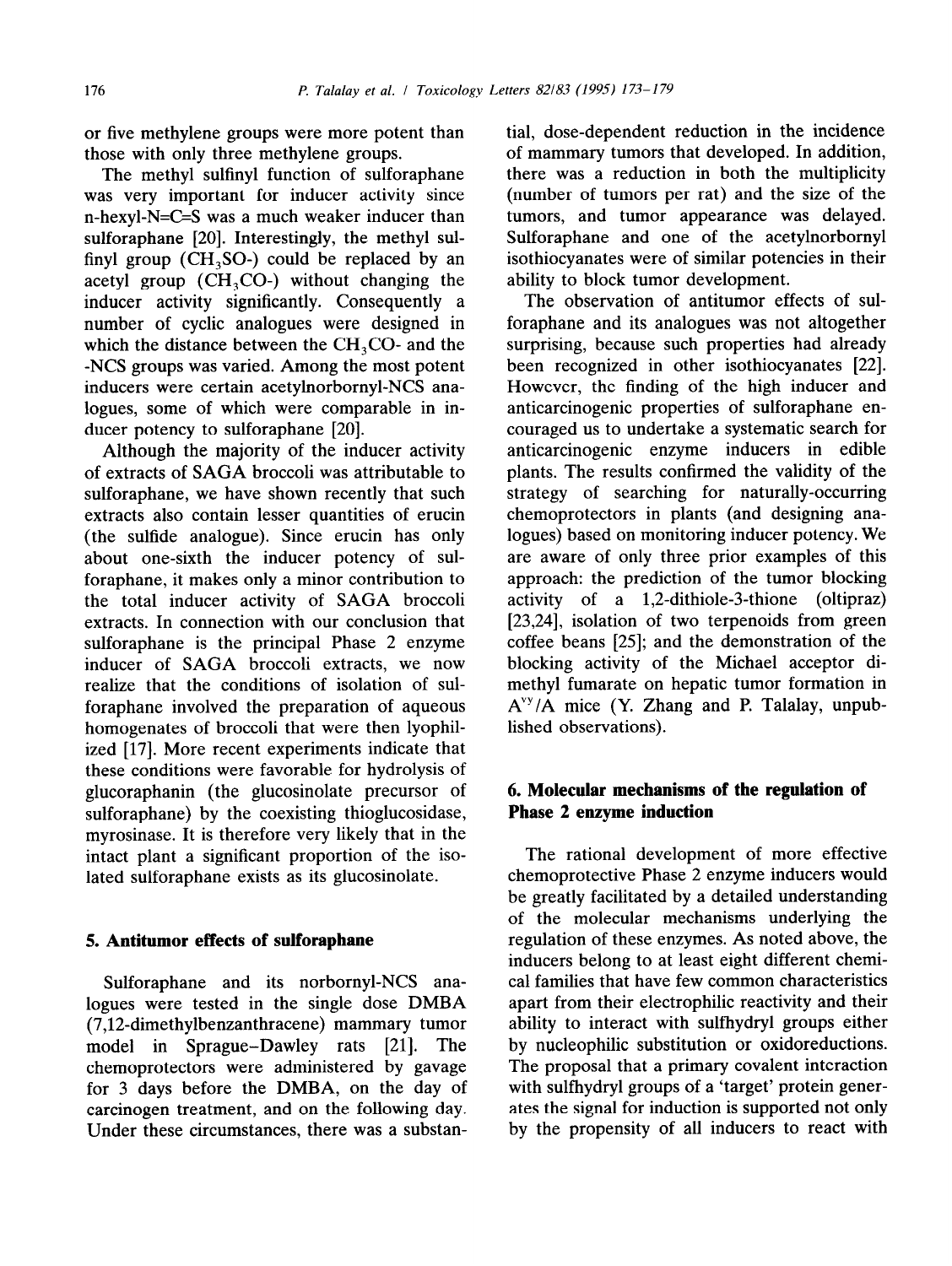or five methylene groups were more potent than those with only three methylene groups.

The methyl sulfinyl function of sulforaphane was very important for inducer activity since n-hexyl-N=C=S was a much weaker inducer than sulforaphane [20]. Interestingly, the methyl sulfinyl group ($CH_3SO$-) could be replaced by an acetyl group ($CH_3CO$-) without changing the inducer activity significantly. Consequently a number of cyclic analogues were designed in which the distance between the $CH_3CO$- and the -NCS groups was varied. Among the most potent inducers were certain acetylnorbornyl-NCS analogues, some of which were comparable in inducer potency to sulforaphane [20].

Although the majority of the inducer activity of extracts of SAGA broccoli was attributable to sulforaphane, we have shown recently that such extracts also contain lesser quantities of erucin (the sulfide analogue). Since erucin has only about one-sixth the inducer potency of sulforaphane, it makes only a minor contribution to the total inducer activity of SAGA broccoli extracts. In connection with our conclusion that sulforaphane is the principal Phase 2 enzyme inducer of SAGA broccoli extracts, we now realize that the conditions of isolation of sulforaphane involved the preparation of aqueous homogenates of broccoli that were then lyophilized [17]. More recent experiments indicate that these conditions were favorable for hydrolysis of glucoraphanin (the glucosinolate precursor of sulforaphane) by the coexisting thioglucosidase, myrosinase. It is therefore very likely that in the intact plant a significant proportion of the isolated sulforaphane exists as its glucosinolate.

## 5. Antitumor effects of sulforaphane

Sulforaphane and its norbornyl-NCS analogues were tested in the single dose DMBA (7,12-dimethylbenzanthracene) mammary tumor model in Sprague–Dawley rats [21]. The chemoprotectors were administered by gavage for 3 days before the DMBA, on the day of carcinogen treatment, and on the following day. Under these circumstances, there was a substantial, dose-dependent reduction in the incidence of mammary tumors that developed. In addition, there was a reduction in both the multiplicity (number of tumors per rat) and the size of the tumors, and tumor appearance was delayed. Sulforaphane and one of the acetylnorbornyl isothiocyanates were of similar potencies in their ability to block tumor development.

The observation of antitumor effects of sulforaphane and its analogues was not altogether surprising, because such properties had already been recognized in other isothiocyanates [22]. However, the finding of the high inducer and anticarcinogenic properties of sulforaphane encouraged us to undertake a systematic search for anticarcinogenic enzyme inducers in edible plants. The results confirmed the validity of the strategy of searching for naturally-occurring chemoprotectors in plants (and designing analogues) based on monitoring inducer potency. We are aware of only three prior examples of this approach: the prediction of the tumor blocking activity of a 1,2-dithiole-3-thione (oltipraz) [23,24], isolation of two terpenoids from green coffee beans [25]; and the demonstration of the blocking activity of the Michael acceptor dimethyl fumarate on hepatic tumor formation in $A^{vy}/A$ mice (Y. Zhang and P. Talalay, unpublished observations).

## 6. Molecular mechanisms of the regulation of Phase 2 enzyme induction

The rational development of more effective chemoprotective Phase 2 enzyme inducers would be greatly facilitated by a detailed understanding of the molecular mechanisms underlying the regulation of these enzymes. As noted above, the inducers belong to at least eight different chemical families that have few common characteristics apart from their electrophilic reactivity and their ability to interact with sulfhydryl groups either by nucleophilic substitution or oxidoreductions. The proposal that a primary covalent interaction with sulfhydryl groups of a 'target' protein generates the signal for induction is supported not only by the propensity of all inducers to react with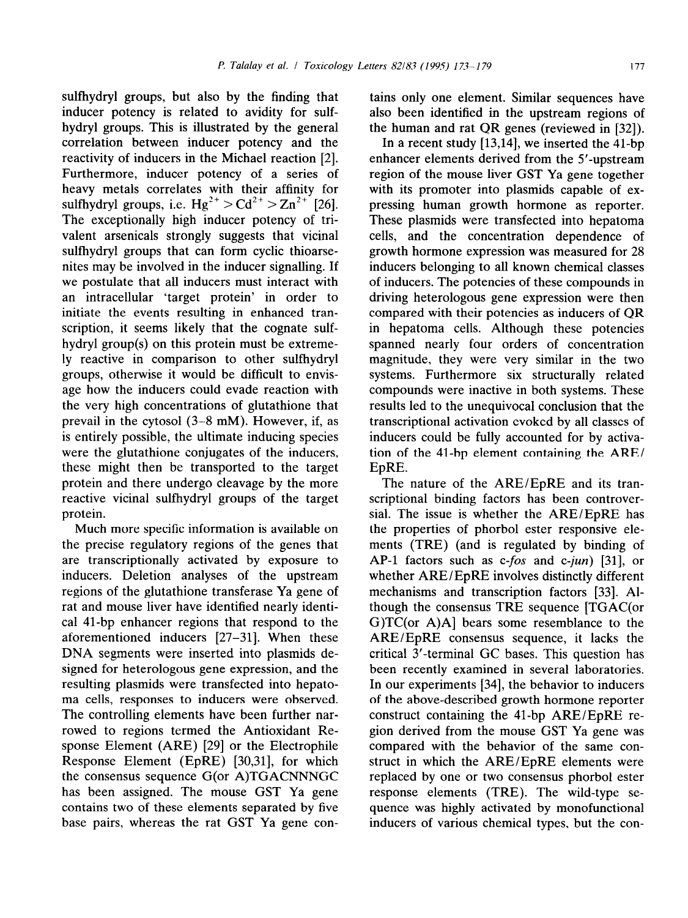sulfhydryl groups, but also by the finding that inducer potency is related to avidity for sulfhydryl groups. This is illustrated by the general correlation between inducer potency and the reactivity of inducers in the Michael reaction [2]. Furthermore, inducer potency of a series of heavy metals correlates with their affinity for sulfhydryl groups, i.e. $Hg^{2+} > Cd^{2+} > Zn^{2+}$ [26]. The exceptionally high inducer potency of trivalent arsenicals strongly suggests that vicinal sulfhydryl groups that can form cyclic thioarsenites may be involved in the inducer signalling. If we postulate that all inducers must interact with an intracellular 'target protein' in order to initiate the events resulting in enhanced transcription, it seems likely that the cognate sulfhydryl group(s) on this protein must be extremely reactive in comparison to other sulfhydryl groups, otherwise it would be difficult to envisage how the inducers could evade reaction with the very high concentrations of glutathione that prevail in the cytosol (3–8 mM). However, if, as is entirely possible, the ultimate inducing species were the glutathione conjugates of the inducers, these might then be transported to the target protein and there undergo cleavage by the more reactive vicinal sulfhydryl groups of the target protein.

Much more specific information is available on the precise regulatory regions of the genes that are transcriptionally activated by exposure to inducers. Deletion analyses of the upstream regions of the glutathione transferase Ya gene of rat and mouse liver have identified nearly identical 41-bp enhancer regions that respond to the aforementioned inducers [27–31]. When these DNA segments were inserted into plasmids designed for heterologous gene expression, and the resulting plasmids were transfected into hepatoma cells, responses to inducers were observed. The controlling elements have been further narrowed to regions termed the Antioxidant Response Element (ARE) [29] or the Electrophile Response Element (EpRE) [30,31], for which the consensus sequence G(or A)TGACNNNGC has been assigned. The mouse GST Ya gene contains two of these elements separated by five base pairs, whereas the rat GST Ya gene contains only one element. Similar sequences have also been identified in the upstream regions of the human and rat QR genes (reviewed in [32]).

In a recent study [13,14], we inserted the 41-bp enhancer elements derived from the 5′-upstream region of the mouse liver GST Ya gene together with its promoter into plasmids capable of expressing human growth hormone as reporter. These plasmids were transfected into hepatoma cells, and the concentration dependence of growth hormone expression was measured for 28 inducers belonging to all known chemical classes of inducers. The potencies of these compounds in driving heterologous gene expression were then compared with their potencies as inducers of QR in hepatoma cells. Although these potencies spanned nearly four orders of concentration magnitude, they were very similar in the two systems. Furthermore six structurally related compounds were inactive in both systems. These results led to the unequivocal conclusion that the transcriptional activation evoked by all classes of inducers could be fully accounted for by activation of the 41-bp element containing the ARE/EpRE.

The nature of the ARE/EpRE and its transcriptional binding factors has been controversial. The issue is whether the ARE/EpRE has the properties of phorbol ester responsive elements (TRE) (and is regulated by binding of AP-1 factors such as c-*fos* and c-*jun*) [31], or whether ARE/EpRE involves distinctly different mechanisms and transcription factors [33]. Although the consensus TRE sequence [TGAC(or G)TC(or A)A] bears some resemblance to the ARE/EpRE consensus sequence, it lacks the critical 3′-terminal GC bases. This question has been recently examined in several laboratories. In our experiments [34], the behavior to inducers of the above-described growth hormone reporter construct containing the 41-bp ARE/EpRE region derived from the mouse GST Ya gene was compared with the behavior of the same construct in which the ARE/EpRE elements were replaced by one or two consensus phorbol ester response elements (TRE). The wild-type sequence was highly activated by monofunctional inducers of various chemical types, but the con-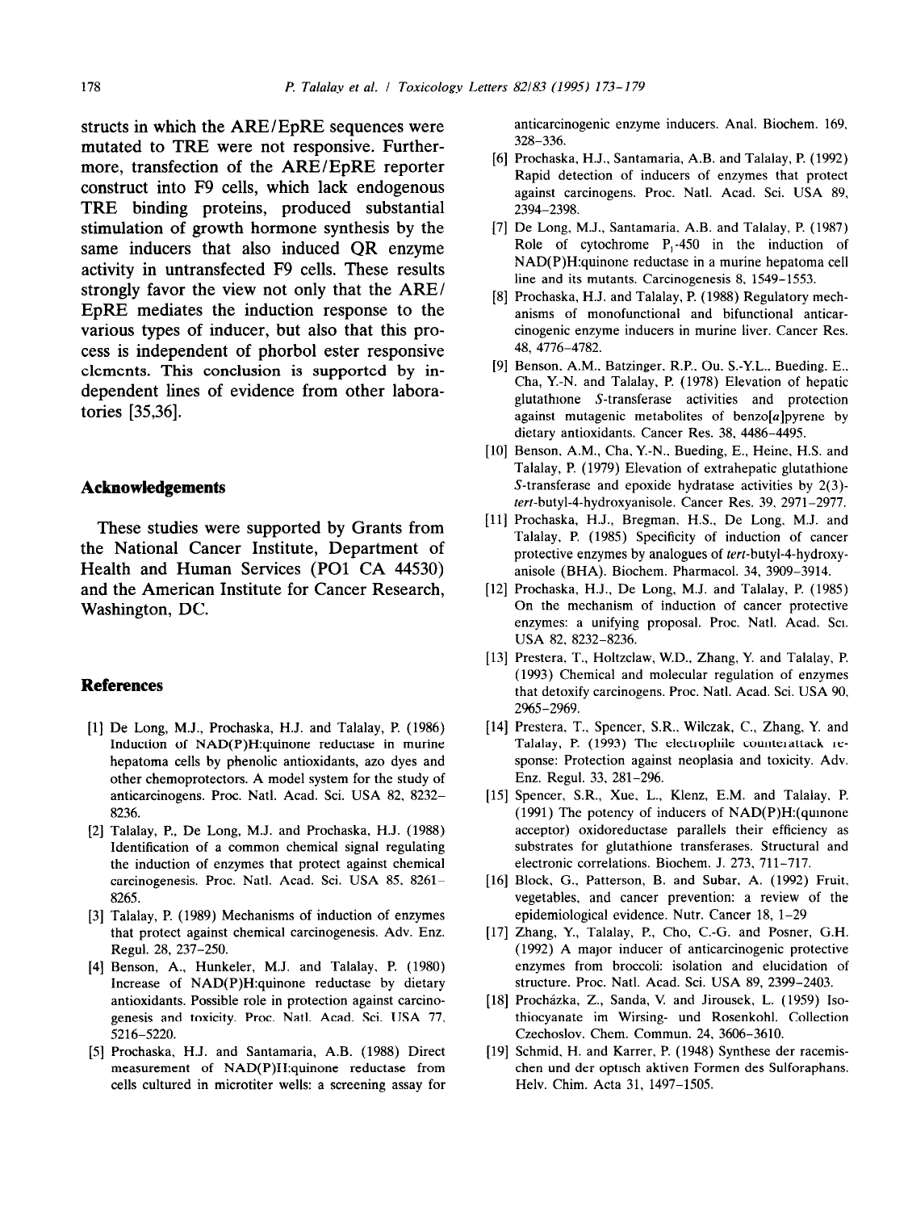structs in which the ARE/EpRE sequences were mutated to TRE were not responsive. Furthermore, transfection of the ARE/EpRE reporter construct into F9 cells, which lack endogenous TRE binding proteins, produced substantial stimulation of growth hormone synthesis by the same inducers that also induced QR enzyme activity in untransfected F9 cells. These results strongly favor the view not only that the ARE/EpRE mediates the induction response to the various types of inducer, but also that this process is independent of phorbol ester responsive elements. This conclusion is supported by independent lines of evidence from other laboratories [35,36].

## Acknowledgements

These studies were supported by Grants from the National Cancer Institute, Department of Health and Human Services (PO1 CA 44530) and the American Institute for Cancer Research, Washington, DC.

## References

[1] De Long, M.J., Prochaska, H.J. and Talalay, P. (1986) Induction of NAD(P)H:quinone reductase in murine hepatoma cells by phenolic antioxidants, azo dyes and other chemoprotectors. A model system for the study of anticarcinogens. Proc. Natl. Acad. Sci. USA 82, 8232–8236.

[2] Talalay, P., De Long, M.J. and Prochaska, H.J. (1988) Identification of a common chemical signal regulating the induction of enzymes that protect against chemical carcinogenesis. Proc. Natl. Acad. Sci. USA 85, 8261–8265.

[3] Talalay, P. (1989) Mechanisms of induction of enzymes that protect against chemical carcinogenesis. Adv. Enz. Regul. 28, 237–250.

[4] Benson, A., Hunkeler, M.J. and Talalay, P. (1980) Increase of NAD(P)H:quinone reductase by dietary antioxidants. Possible role in protection against carcinogenesis and toxicity. Proc. Natl. Acad. Sci. USA 77, 5216–5220.

[5] Prochaska, H.J. and Santamaria, A.B. (1988) Direct measurement of NAD(P)H:quinone reductase from cells cultured in microtiter wells: a screening assay for anticarcinogenic enzyme inducers. Anal. Biochem. 169, 328–336.

[6] Prochaska, H.J., Santamaria, A.B. and Talalay, P. (1992) Rapid detection of inducers of enzymes that protect against carcinogens. Proc. Natl. Acad. Sci. USA 89, 2394–2398.

[7] De Long, M.J., Santamaria, A.B. and Talalay, P. (1987) Role of cytochrome $P_1$-450 in the induction of NAD(P)H:quinone reductase in a murine hepatoma cell line and its mutants. Carcinogenesis 8, 1549–1553.

[8] Prochaska, H.J. and Talalay, P. (1988) Regulatory mechanisms of monofunctional and bifunctional anticarcinogenic enzyme inducers in murine liver. Cancer Res. 48, 4776–4782.

[9] Benson, A.M., Batzinger, R.P., Ou, S.-Y.L., Bueding, E., Cha, Y.-N. and Talalay, P. (1978) Elevation of hepatic glutathione *S*-transferase activities and protection against mutagenic metabolites of benzo[*a*]pyrene by dietary antioxidants. Cancer Res. 38, 4486–4495.

[10] Benson, A.M., Cha, Y.-N., Bueding, E., Heine, H.S. and Talalay, P. (1979) Elevation of extrahepatic glutathione *S*-transferase and epoxide hydratase activities by 2(3)-*tert*-butyl-4-hydroxyanisole. Cancer Res. 39, 2971–2977.

[11] Prochaska, H.J., Bregman, H.S., De Long, M.J. and Talalay, P. (1985) Specificity of induction of cancer protective enzymes by analogues of *tert*-butyl-4-hydroxyanisole (BHA). Biochem. Pharmacol. 34, 3909–3914.

[12] Prochaska, H.J., De Long, M.J. and Talalay, P. (1985) On the mechanism of induction of cancer protective enzymes: a unifying proposal. Proc. Natl. Acad. Sci. USA 82, 8232–8236.

[13] Prestera, T., Holtzclaw, W.D., Zhang, Y. and Talalay, P. (1993) Chemical and molecular regulation of enzymes that detoxify carcinogens. Proc. Natl. Acad. Sci. USA 90, 2965–2969.

[14] Prestera, T., Spencer, S.R., Wilczak, C., Zhang, Y. and Talalay, P. (1993) The electrophile counterattack response: Protection against neoplasia and toxicity. Adv. Enz. Regul. 33, 281–296.

[15] Spencer, S.R., Xue, L., Klenz, E.M. and Talalay, P. (1991) The potency of inducers of NAD(P)H:(quinone acceptor) oxidoreductase parallels their efficiency as substrates for glutathione transferases. Structural and electronic correlations. Biochem. J. 273, 711–717.

[16] Block, G., Patterson, B. and Subar, A. (1992) Fruit, vegetables, and cancer prevention: a review of the epidemiological evidence. Nutr. Cancer 18, 1–29

[17] Zhang, Y., Talalay, P., Cho, C.-G. and Posner, G.H. (1992) A major inducer of anticarcinogenic protective enzymes from broccoli: isolation and elucidation of structure. Proc. Natl. Acad. Sci. USA 89, 2399–2403.

[18] Procházka, Z., Sanda, V. and Jirousek, L. (1959) Isothiocyanate im Wirsing- und Rosenkohl. Collection Czechoslov. Chem. Commun. 24, 3606–3610.

[19] Schmid, H. and Karrer, P. (1948) Synthese der racemischen und der optisch aktiven Formen des Sulforaphans. Helv. Chim. Acta 31, 1497–1505.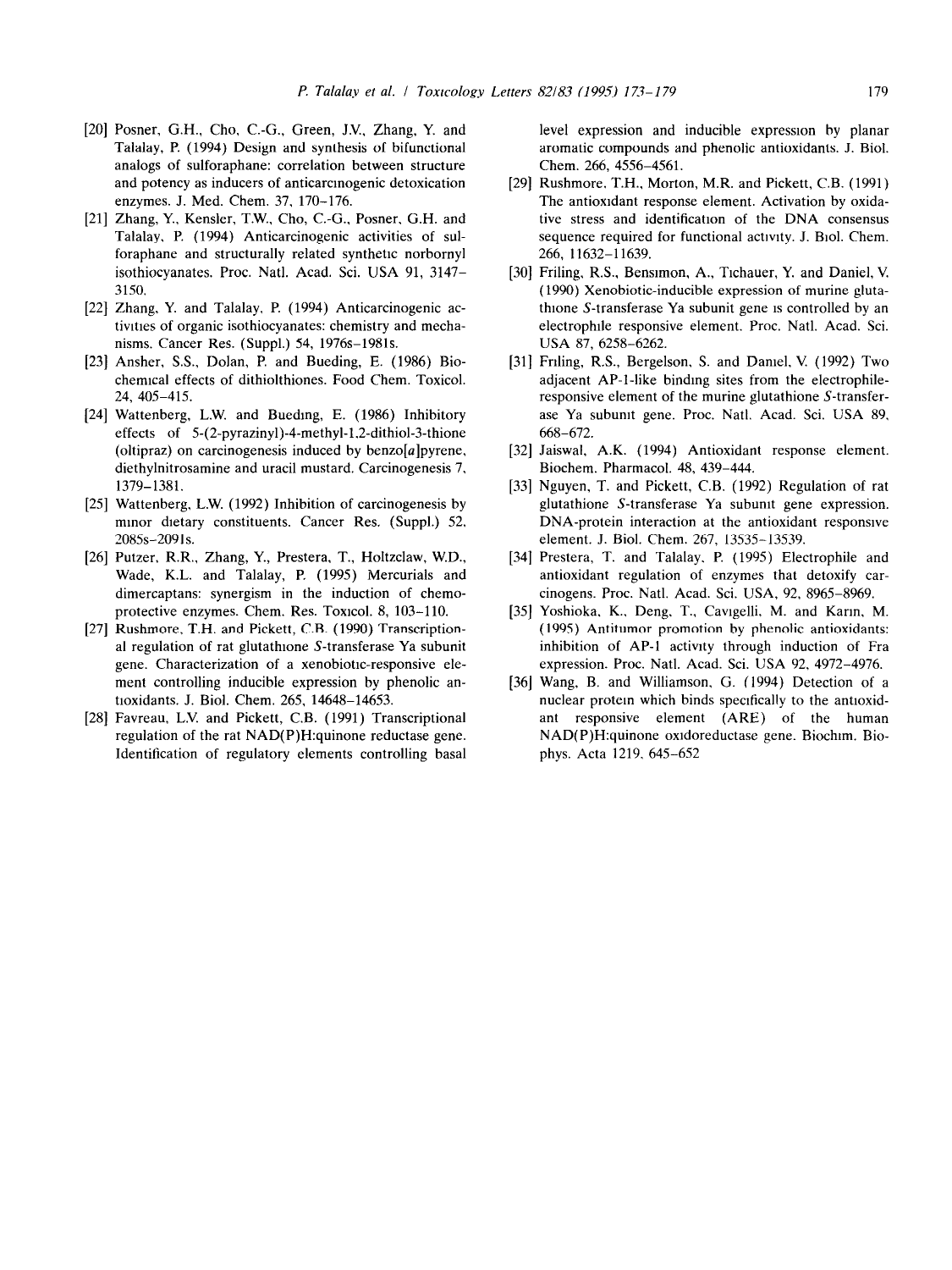[20] Posner, G.H., Cho, C.-G., Green, J.V., Zhang, Y. and Talalay, P. (1994) Design and synthesis of bifunctional analogs of sulforaphane: correlation between structure and potency as inducers of anticarcinogenic detoxication enzymes. J. Med. Chem. 37, 170–176.

[21] Zhang, Y., Kensler, T.W., Cho, C.-G., Posner, G.H. and Talalay, P. (1994) Anticarcinogenic activities of sulforaphane and structurally related synthetic norbornyl isothiocyanates. Proc. Natl. Acad. Sci. USA 91, 3147–3150.

[22] Zhang, Y. and Talalay, P. (1994) Anticarcinogenic activities of organic isothiocyanates: chemistry and mechanisms. Cancer Res. (Suppl.) 54, 1976s–1981s.

[23] Ansher, S.S., Dolan, P. and Bueding, E. (1986) Biochemical effects of dithiolthiones. Food Chem. Toxicol. 24, 405–415.

[24] Wattenberg, L.W. and Bueding, E. (1986) Inhibitory effects of 5-(2-pyrazinyl)-4-methyl-1,2-dithiol-3-thione (oltipraz) on carcinogenesis induced by benzo[*a*]pyrene, diethylnitrosamine and uracil mustard. Carcinogenesis 7, 1379–1381.

[25] Wattenberg, L.W. (1992) Inhibition of carcinogenesis by minor dietary constituents. Cancer Res. (Suppl.) 52, 2085s–2091s.

[26] Putzer, R.R., Zhang, Y., Prestera, T., Holtzclaw, W.D., Wade, K.L. and Talalay, P. (1995) Mercurials and dimercaptans: synergism in the induction of chemoprotective enzymes. Chem. Res. Toxicol. 8, 103–110.

[27] Rushmore, T.H. and Pickett, C.B. (1990) Transcriptional regulation of rat glutathione *S*-transferase Ya subunit gene. Characterization of a xenobiotic-responsive element controlling inducible expression by phenolic antioxidants. J. Biol. Chem. 265, 14648–14653.

[28] Favreau, L.V. and Pickett, C.B. (1991) Transcriptional regulation of the rat NAD(P)H:quinone reductase gene. Identification of regulatory elements controlling basal level expression and inducible expression by planar aromatic compounds and phenolic antioxidants. J. Biol. Chem. 266, 4556–4561.

[29] Rushmore, T.H., Morton, M.R. and Pickett, C.B. (1991) The antioxidant response element. Activation by oxidative stress and identification of the DNA consensus sequence required for functional activity. J. Biol. Chem. 266, 11632–11639.

[30] Friling, R.S., Bensimon, A., Tichauer, Y. and Daniel, V. (1990) Xenobiotic-inducible expression of murine glutathione *S*-transferase Ya subunit gene is controlled by an electrophile responsive element. Proc. Natl. Acad. Sci. USA 87, 6258–6262.

[31] Friling, R.S., Bergelson, S. and Daniel, V. (1992) Two adjacent AP-1-like binding sites from the electrophile-responsive element of the murine glutathione *S*-transferase Ya subunit gene. Proc. Natl. Acad. Sci. USA 89, 668–672.

[32] Jaiswal, A.K. (1994) Antioxidant response element. Biochem. Pharmacol. 48, 439–444.

[33] Nguyen, T. and Pickett, C.B. (1992) Regulation of rat glutathione *S*-transferase Ya subunit gene expression. DNA-protein interaction at the antioxidant responsive element. J. Biol. Chem. 267, 13535–13539.

[34] Prestera, T. and Talalay, P. (1995) Electrophile and antioxidant regulation of enzymes that detoxify carcinogens. Proc. Natl. Acad. Sci. USA, 92, 8965–8969.

[35] Yoshioka, K., Deng, T., Cavigelli, M. and Karin, M. (1995) Antitumor promotion by phenolic antioxidants: inhibition of AP-1 activity through induction of Fra expression. Proc. Natl. Acad. Sci. USA 92, 4972–4976.

[36] Wang, B. and Williamson, G. (1994) Detection of a nuclear protein which binds specifically to the antioxidant responsive element (ARE) of the human NAD(P)H:quinone oxidoreductase gene. Biochim. Biophys. Acta 1219, 645–652